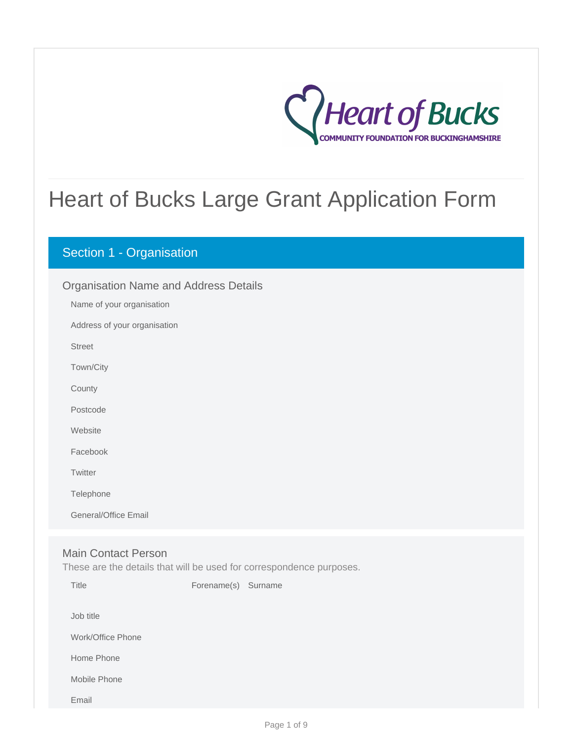# Heart of Bucks Large Grant Application Form

## Section 1 - Organisation

### Organisation Name and Address Details

Name of your organisation

Address of your organisation

Street

Town/City

County

Postcode

Website

Facebook

Twitter

Telephone

General/Office Email

### Main Contact Person

These are the details that will be used for correspondence purposes.

Title    Forename(s)    Surname

Job title

Work/Office Phone

Home Phone

Mobile Phone

Email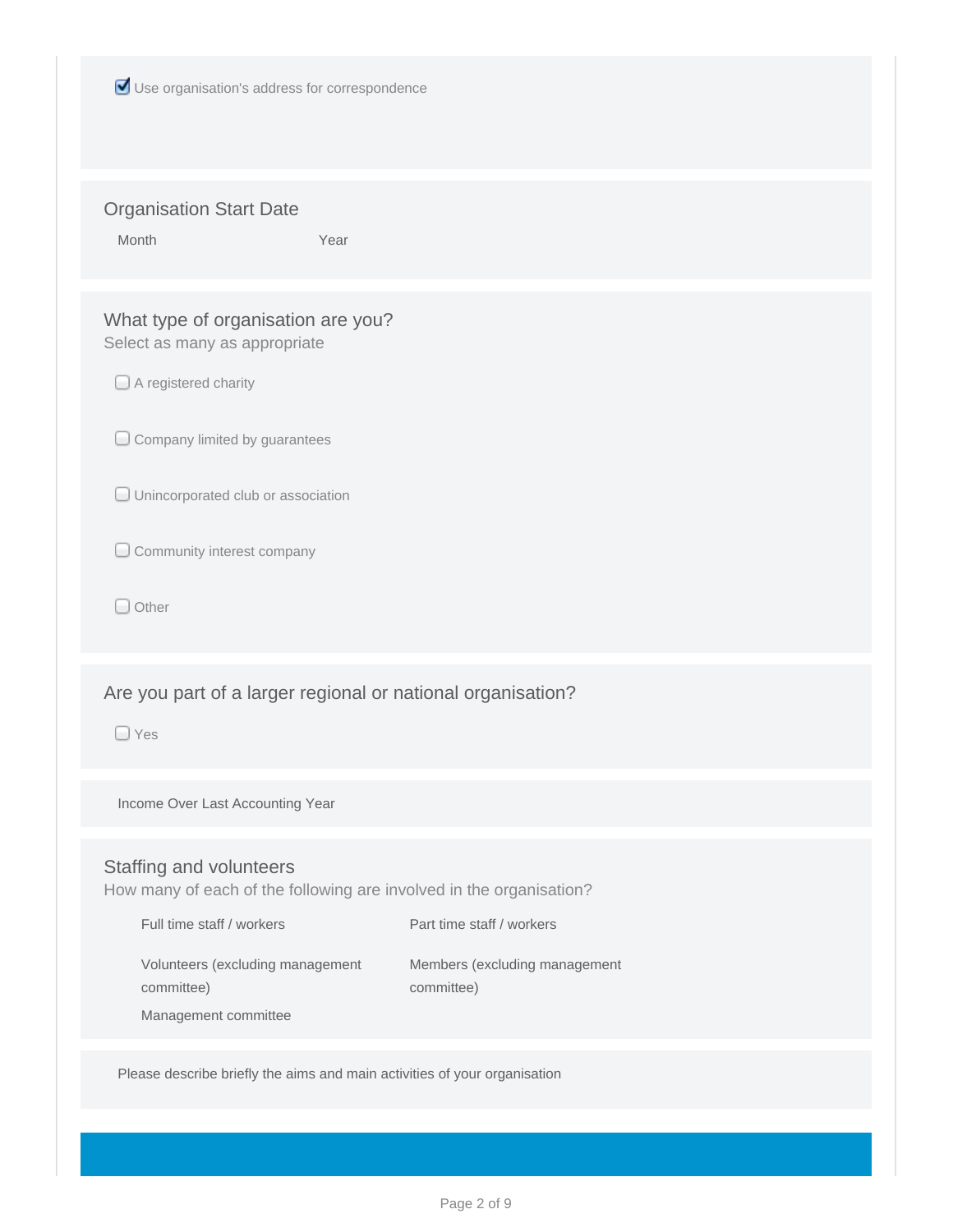- [x] Use organisation's address for correspondence

## Organisation Start Date

Month

Year

## What type of organisation are you?

Select as many as appropriate

- [ ] A registered charity
- [ ] Company limited by guarantees
- [ ] Unincorporated club or association
- [ ] Community interest company
- [ ] Other

## Are you part of a larger regional or national organisation?

- [ ] Yes

Income Over Last Accounting Year

## Staffing and volunteers

How many of each of the following are involved in the organisation?

Full time staff / workers

Part time staff / workers

Volunteers (excluding management committee)

Members (excluding management committee)

Management committee

Please describe briefly the aims and main activities of your organisation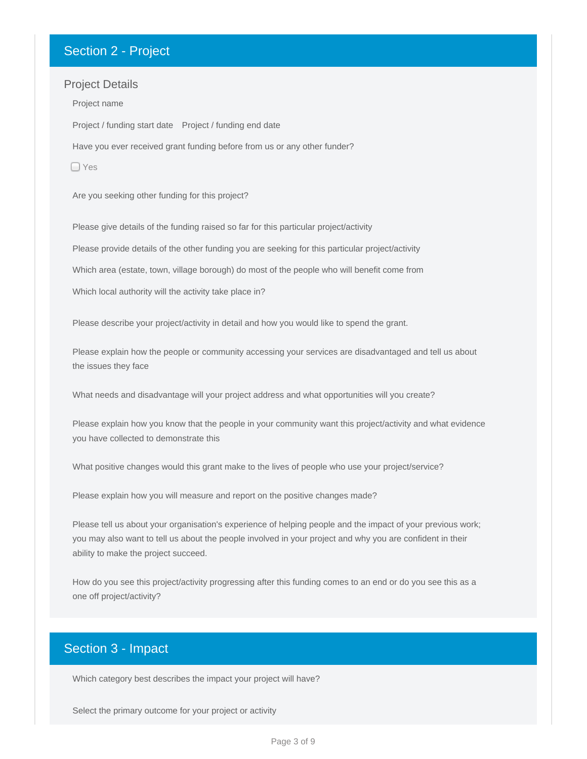## Section 2 - Project

### Project Details

Project name

Project / funding start date    Project / funding end date

Have you ever received grant funding before from us or any other funder?

- [ ] Yes

Are you seeking other funding for this project?

Please give details of the funding raised so far for this particular project/activity

Please provide details of the other funding you are seeking for this particular project/activity

Which area (estate, town, village borough) do most of the people who will benefit come from

Which local authority will the activity take place in?

Please describe your project/activity in detail and how you would like to spend the grant.

Please explain how the people or community accessing your services are disadvantaged and tell us about the issues they face

What needs and disadvantage will your project address and what opportunities will you create?

Please explain how you know that the people in your community want this project/activity and what evidence you have collected to demonstrate this

What positive changes would this grant make to the lives of people who use your project/service?

Please explain how you will measure and report on the positive changes made?

Please tell us about your organisation's experience of helping people and the impact of your previous work; you may also want to tell us about the people involved in your project and why you are confident in their ability to make the project succeed.

How do you see this project/activity progressing after this funding comes to an end or do you see this as a one off project/activity?

## Section 3 - Impact

Which category best describes the impact your project will have?

Select the primary outcome for your project or activity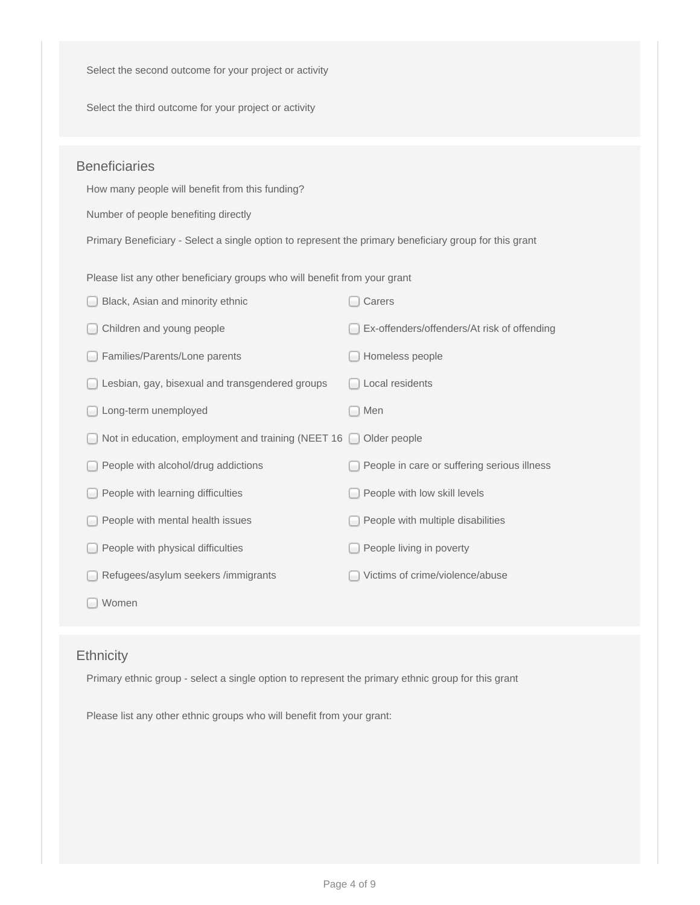Select the second outcome for your project or activity

Select the third outcome for your project or activity

## Beneficiaries

How many people will benefit from this funding?

Number of people benefiting directly

Primary Beneficiary - Select a single option to represent the primary beneficiary group for this grant

Please list any other beneficiary groups who will benefit from your grant

- [ ] Black, Asian and minority ethnic
- [ ] Carers
- [ ] Children and young people
- [ ] Ex-offenders/offenders/At risk of offending
- [ ] Families/Parents/Lone parents
- [ ] Homeless people
- [ ] Lesbian, gay, bisexual and transgendered groups
- [ ] Local residents
- [ ] Long-term unemployed
- [ ] Men
- [ ] Not in education, employment and training (NEET 16
- [ ] Older people
- [ ] People with alcohol/drug addictions
- [ ] People in care or suffering serious illness
- [ ] People with learning difficulties
- [ ] People with low skill levels
- [ ] People with mental health issues
- [ ] People with multiple disabilities
- [ ] People with physical difficulties
- [ ] People living in poverty
- [ ] Refugees/asylum seekers /immigrants
- [ ] Victims of crime/violence/abuse
- [ ] Women

## Ethnicity

Primary ethnic group - select a single option to represent the primary ethnic group for this grant

Please list any other ethnic groups who will benefit from your grant: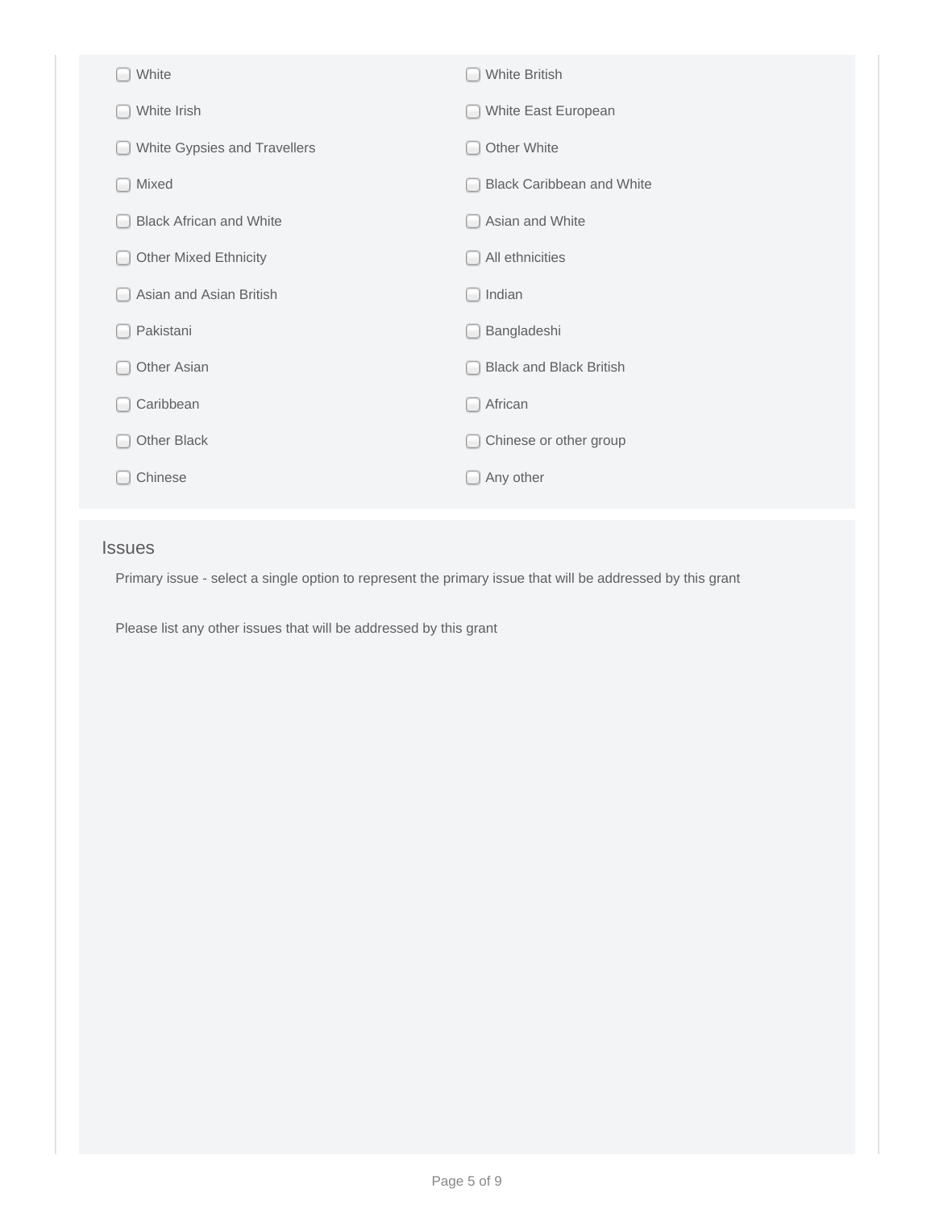- [ ] White
- [ ] White British
- [ ] White Irish
- [ ] White East European
- [ ] White Gypsies and Travellers
- [ ] Other White
- [ ] Mixed
- [ ] Black Caribbean and White
- [ ] Black African and White
- [ ] Asian and White
- [ ] Other Mixed Ethnicity
- [ ] All ethnicities
- [ ] Asian and Asian British
- [ ] Indian
- [ ] Pakistani
- [ ] Bangladeshi
- [ ] Other Asian
- [ ] Black and Black British
- [ ] Caribbean
- [ ] African
- [ ] Other Black
- [ ] Chinese or other group
- [ ] Chinese
- [ ] Any other

## Issues

Primary issue - select a single option to represent the primary issue that will be addressed by this grant

Please list any other issues that will be addressed by this grant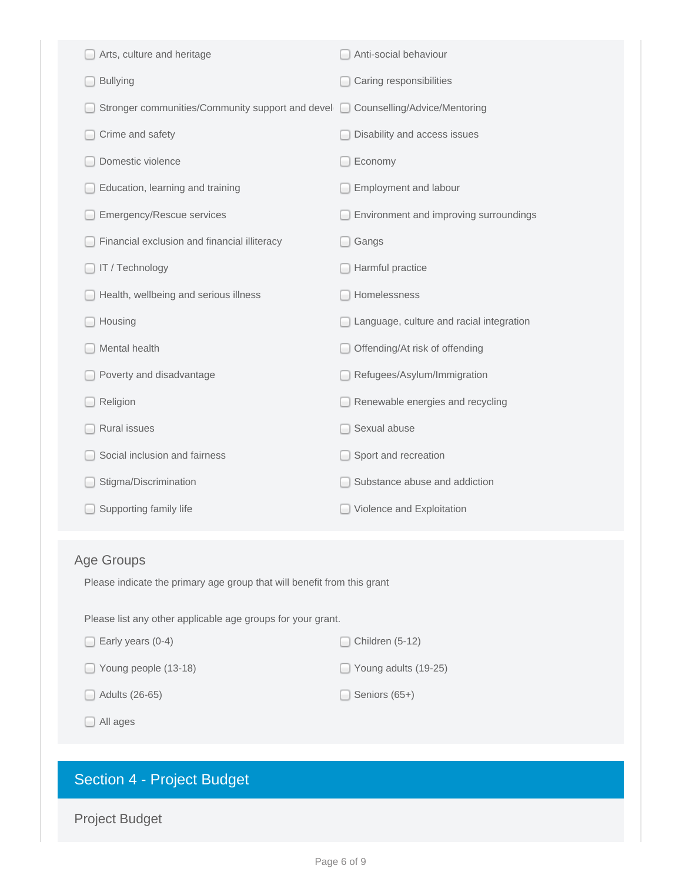- [ ] Arts, culture and heritage
- [ ] Anti-social behaviour
- [ ] Bullying
- [ ] Caring responsibilities
- [ ] Stronger communities/Community support and devel
- [ ] Counselling/Advice/Mentoring
- [ ] Crime and safety
- [ ] Disability and access issues
- [ ] Domestic violence
- [ ] Economy
- [ ] Education, learning and training
- [ ] Employment and labour
- [ ] Emergency/Rescue services
- [ ] Environment and improving surroundings
- [ ] Financial exclusion and financial illiteracy
- [ ] Gangs
- [ ] IT / Technology
- [ ] Harmful practice
- [ ] Health, wellbeing and serious illness
- [ ] Homelessness
- [ ] Housing
- [ ] Language, culture and racial integration
- [ ] Mental health
- [ ] Offending/At risk of offending
- [ ] Poverty and disadvantage
- [ ] Refugees/Asylum/Immigration
- [ ] Religion
- [ ] Renewable energies and recycling
- [ ] Rural issues
- [ ] Sexual abuse
- [ ] Social inclusion and fairness
- [ ] Sport and recreation
- [ ] Stigma/Discrimination
- [ ] Substance abuse and addiction
- [ ] Supporting family life
- [ ] Violence and Exploitation

### Age Groups

Please indicate the primary age group that will benefit from this grant

Please list any other applicable age groups for your grant.

- [ ] Early years (0-4)
- [ ] Children (5-12)
- [ ] Young people (13-18)
- [ ] Young adults (19-25)
- [ ] Adults (26-65)
- [ ] Seniors (65+)
- [ ] All ages

## Section 4 - Project Budget

### Project Budget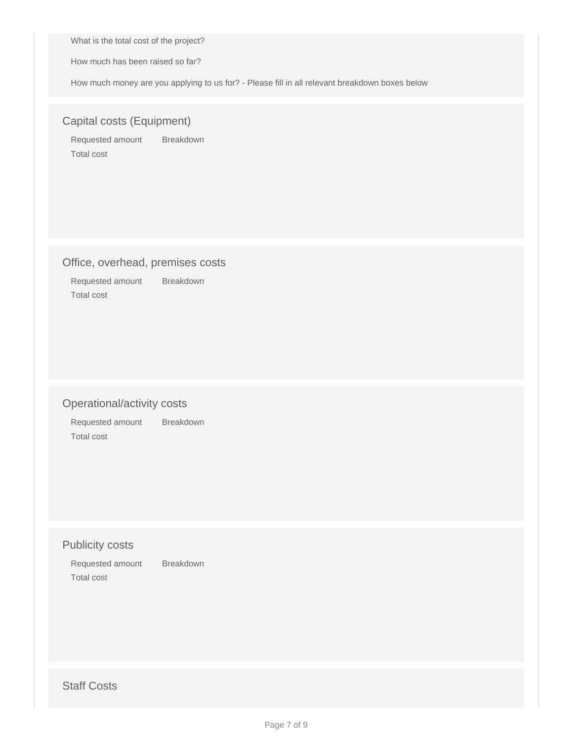What is the total cost of the project?

How much has been raised so far?

How much money are you applying to us for? - Please fill in all relevant breakdown boxes below

## Capital costs (Equipment)

Requested amount Breakdown

Total cost

## Office, overhead, premises costs

Requested amount Breakdown

Total cost

## Operational/activity costs

Requested amount Breakdown

Total cost

## Publicity costs

Requested amount Breakdown

Total cost

## Staff Costs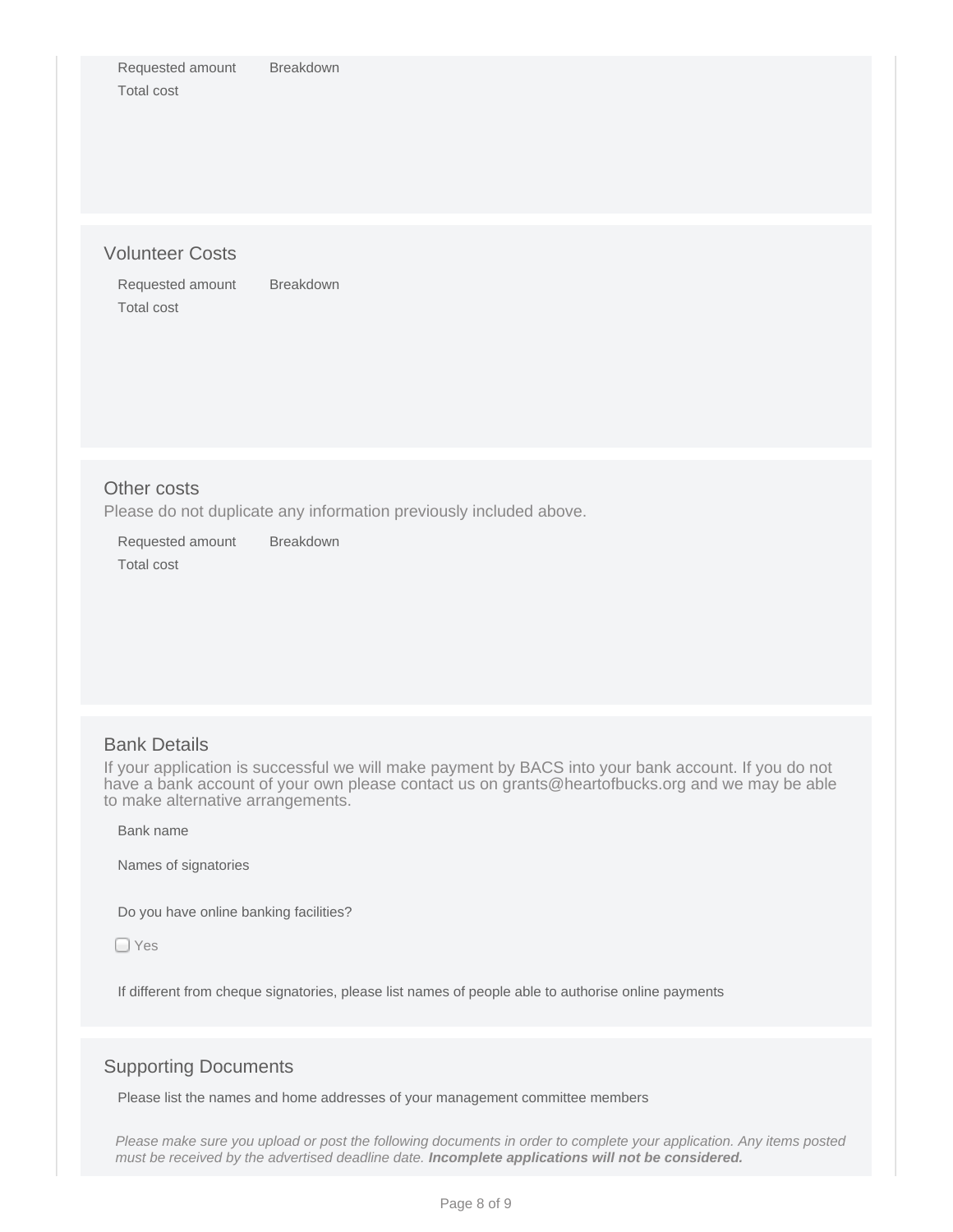Requested amount Breakdown

Total cost

## Volunteer Costs

Requested amount Breakdown

Total cost

## Other costs

Please do not duplicate any information previously included above.

Requested amount Breakdown

Total cost

## Bank Details

If your application is successful we will make payment by BACS into your bank account. If you do not have a bank account of your own please contact us on grants@heartofbucks.org and we may be able to make alternative arrangements.

Bank name

Names of signatories

Do you have online banking facilities?

- [ ] Yes

If different from cheque signatories, please list names of people able to authorise online payments

## Supporting Documents

Please list the names and home addresses of your management committee members

*Please make sure you upload or post the following documents in order to complete your application. Any items posted must be received by the advertised deadline date.* ***Incomplete applications will not be considered.***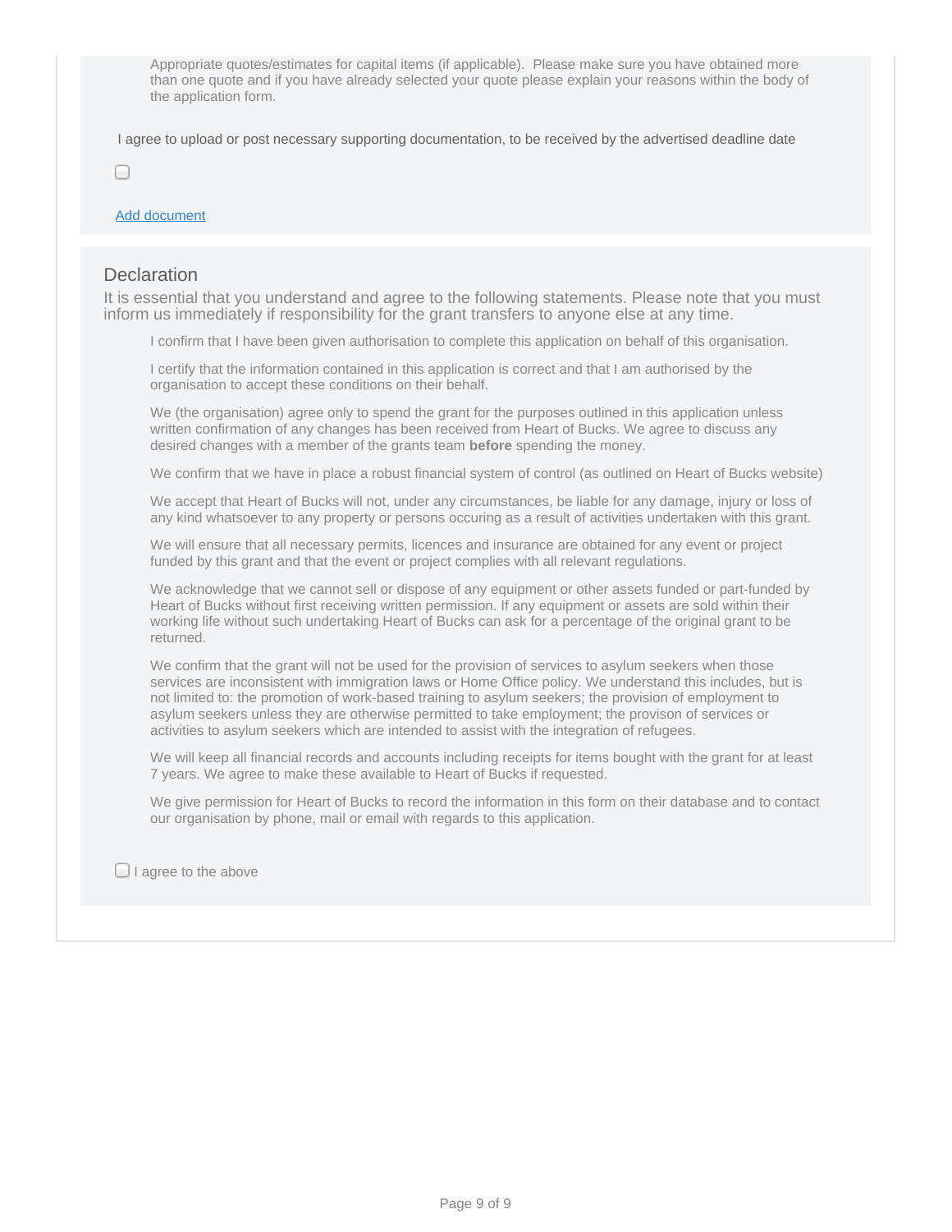Appropriate quotes/estimates for capital items (if applicable). Please make sure you have obtained more than one quote and if you have already selected your quote please explain your reasons within the body of the application form.

I agree to upload or post necessary supporting documentation, to be received by the advertised deadline date

☐

Add document

## Declaration

It is essential that you understand and agree to the following statements. Please note that you must inform us immediately if responsibility for the grant transfers to anyone else at any time.

I confirm that I have been given authorisation to complete this application on behalf of this organisation.

I certify that the information contained in this application is correct and that I am authorised by the organisation to accept these conditions on their behalf.

We (the organisation) agree only to spend the grant for the purposes outlined in this application unless written confirmation of any changes has been received from Heart of Bucks. We agree to discuss any desired changes with a member of the grants team **before** spending the money.

We confirm that we have in place a robust financial system of control (as outlined on Heart of Bucks website)

We accept that Heart of Bucks will not, under any circumstances, be liable for any damage, injury or loss of any kind whatsoever to any property or persons occuring as a result of activities undertaken with this grant.

We will ensure that all necessary permits, licences and insurance are obtained for any event or project funded by this grant and that the event or project complies with all relevant regulations.

We acknowledge that we cannot sell or dispose of any equipment or other assets funded or part-funded by Heart of Bucks without first receiving written permission. If any equipment or assets are sold within their working life without such undertaking Heart of Bucks can ask for a percentage of the original grant to be returned.

We confirm that the grant will not be used for the provision of services to asylum seekers when those services are inconsistent with immigration laws or Home Office policy. We understand this includes, but is not limited to: the promotion of work-based training to asylum seekers; the provision of employment to asylum seekers unless they are otherwise permitted to take employment; the provison of services or activities to asylum seekers which are intended to assist with the integration of refugees.

We will keep all financial records and accounts including receipts for items bought with the grant for at least 7 years. We agree to make these available to Heart of Bucks if requested.

We give permission for Heart of Bucks to record the information in this form on their database and to contact our organisation by phone, mail or email with regards to this application.

☐ I agree to the above